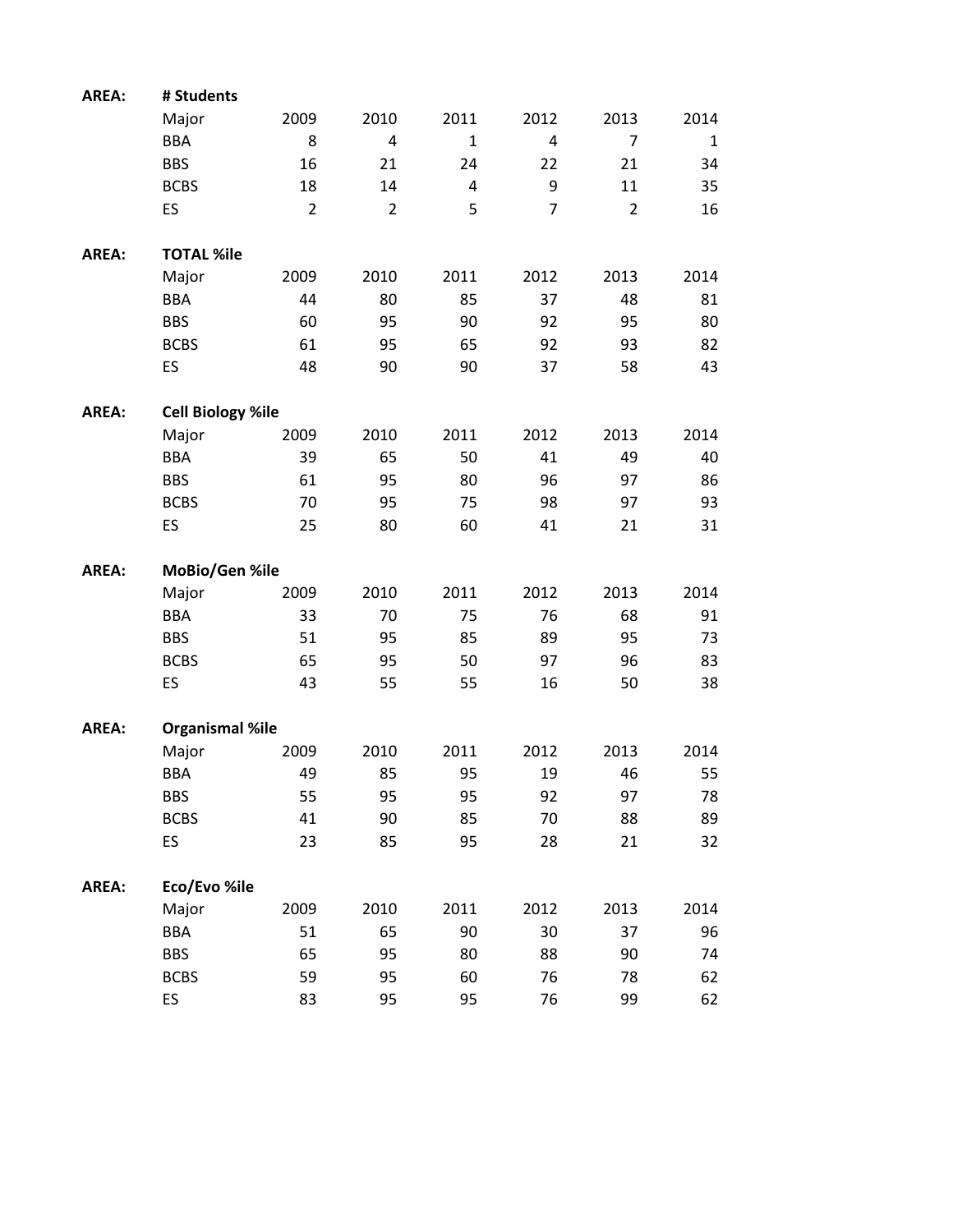**AREA:** **# Students**

| Major | 2009 | 2010 | 2011 | 2012 | 2013 | 2014 |
|---|---|---|---|---|---|---|
| BBA | 8 | 4 | 1 | 4 | 7 | 1 |
| BBS | 16 | 21 | 24 | 22 | 21 | 34 |
| BCBS | 18 | 14 | 4 | 9 | 11 | 35 |
| ES | 2 | 2 | 5 | 7 | 2 | 16 |

**AREA:** **TOTAL %ile**

| Major | 2009 | 2010 | 2011 | 2012 | 2013 | 2014 |
|---|---|---|---|---|---|---|
| BBA | 44 | 80 | 85 | 37 | 48 | 81 |
| BBS | 60 | 95 | 90 | 92 | 95 | 80 |
| BCBS | 61 | 95 | 65 | 92 | 93 | 82 |
| ES | 48 | 90 | 90 | 37 | 58 | 43 |

**AREA:** **Cell Biology %ile**

| Major | 2009 | 2010 | 2011 | 2012 | 2013 | 2014 |
|---|---|---|---|---|---|---|
| BBA | 39 | 65 | 50 | 41 | 49 | 40 |
| BBS | 61 | 95 | 80 | 96 | 97 | 86 |
| BCBS | 70 | 95 | 75 | 98 | 97 | 93 |
| ES | 25 | 80 | 60 | 41 | 21 | 31 |

**AREA:** **MoBio/Gen %ile**

| Major | 2009 | 2010 | 2011 | 2012 | 2013 | 2014 |
|---|---|---|---|---|---|---|
| BBA | 33 | 70 | 75 | 76 | 68 | 91 |
| BBS | 51 | 95 | 85 | 89 | 95 | 73 |
| BCBS | 65 | 95 | 50 | 97 | 96 | 83 |
| ES | 43 | 55 | 55 | 16 | 50 | 38 |

**AREA:** **Organismal %ile**

| Major | 2009 | 2010 | 2011 | 2012 | 2013 | 2014 |
|---|---|---|---|---|---|---|
| BBA | 49 | 85 | 95 | 19 | 46 | 55 |
| BBS | 55 | 95 | 95 | 92 | 97 | 78 |
| BCBS | 41 | 90 | 85 | 70 | 88 | 89 |
| ES | 23 | 85 | 95 | 28 | 21 | 32 |

**AREA:** **Eco/Evo %ile**

| Major | 2009 | 2010 | 2011 | 2012 | 2013 | 2014 |
|---|---|---|---|---|---|---|
| BBA | 51 | 65 | 90 | 30 | 37 | 96 |
| BBS | 65 | 95 | 80 | 88 | 90 | 74 |
| BCBS | 59 | 95 | 60 | 76 | 78 | 62 |
| ES | 83 | 95 | 95 | 76 | 99 | 62 |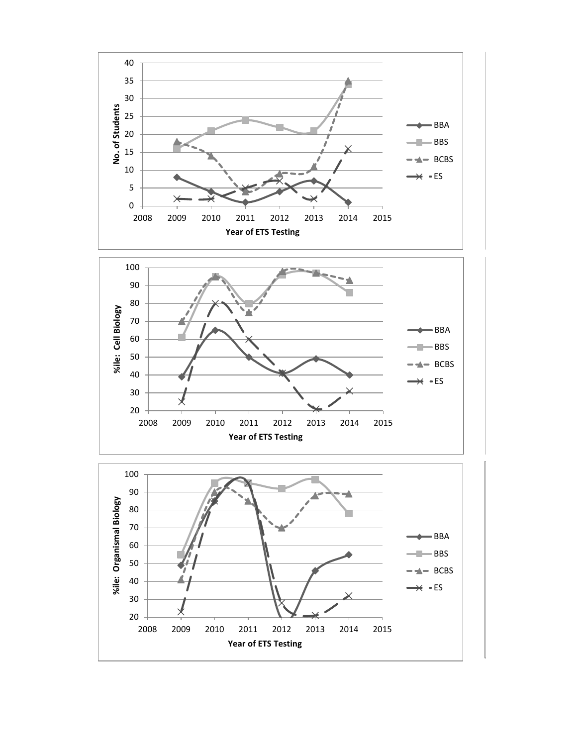No. of Students

Year of ETS Testing

- BBA
- BBS
- BCBS
- ES

%ile: Cell Biology

Year of ETS Testing

- BBA
- BBS
- BCBS
- ES

%ile: Organismal Biology

Year of ETS Testing

- BBA
- BBS
- BCBS
- ES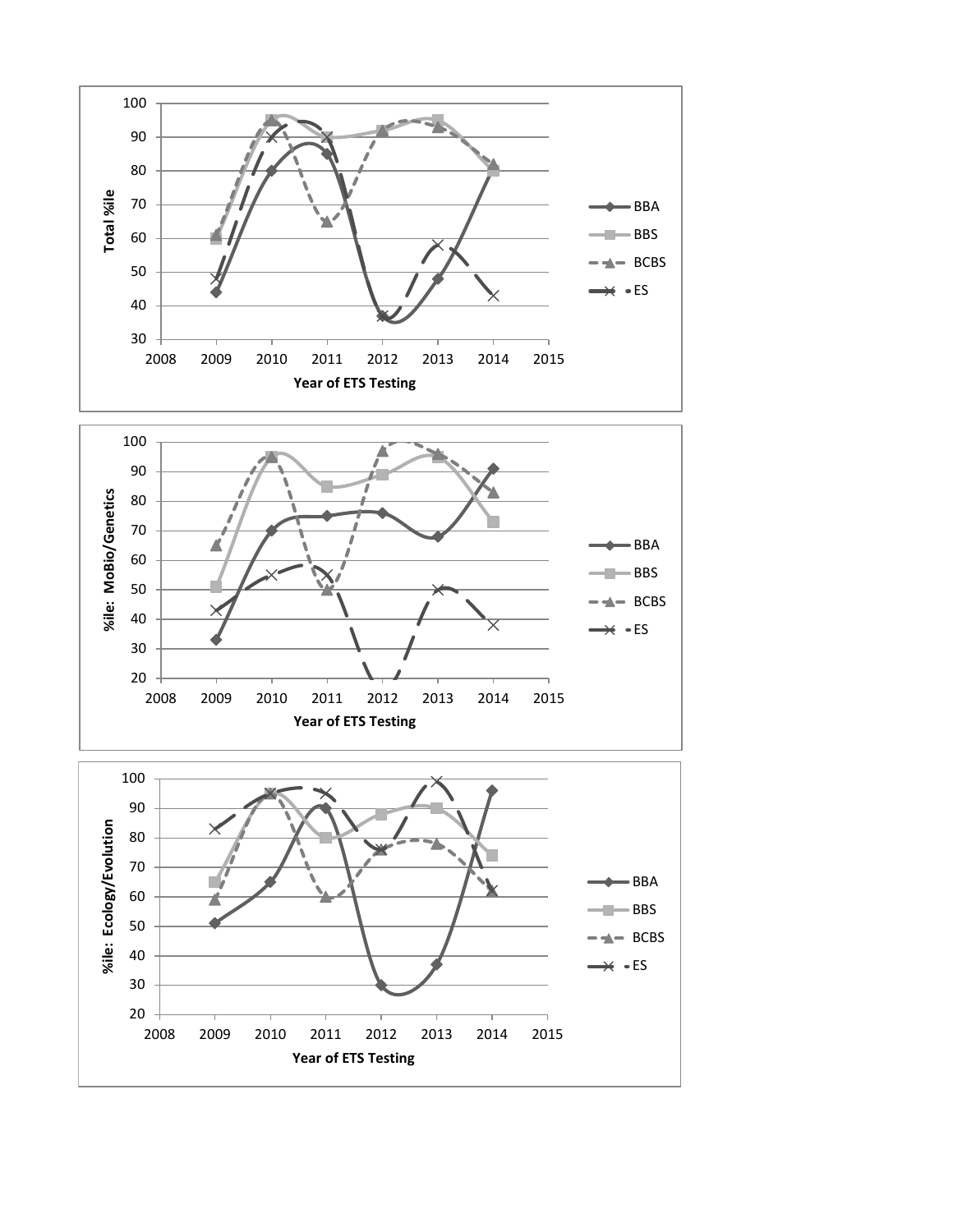100
90
80
70
60
50
40
30
Total %ile
2008 2009 2010 2011 2012 2013 2014 2015
Year of ETS Testing
BBA
BBS
BCBS
ES

100
90
80
70
60
50
40
30
20
%ile: MoBio/Genetics
2008 2009 2010 2011 2012 2013 2014 2015
Year of ETS Testing
BBA
BBS
BCBS
ES

100
90
80
70
60
50
40
30
20
%ile: Ecology/Evolution
2008 2009 2010 2011 2012 2013 2014 2015
Year of ETS Testing
BBA
BBS
BCBS
ES